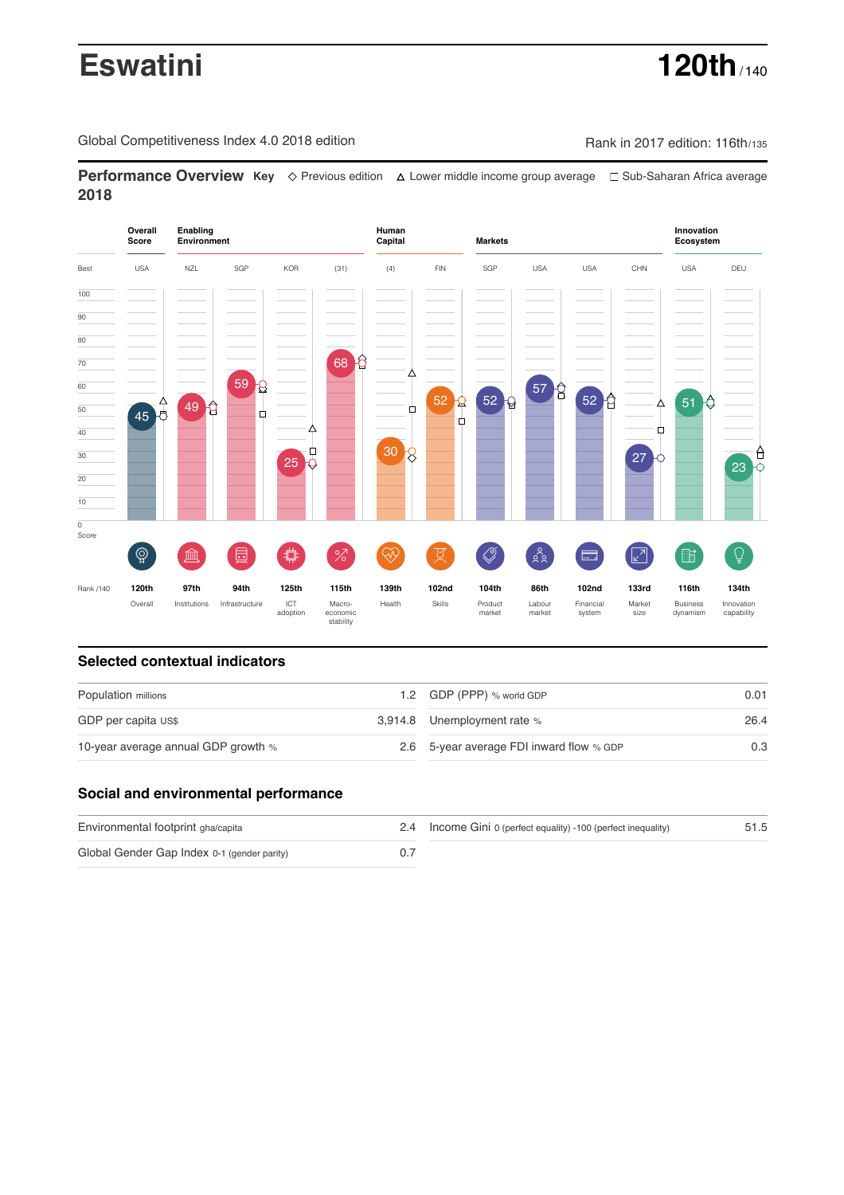# Eswatini

**120th** / 140

Global Competitiveness Index 4.0 2018 edition

Rank in 2017 edition: 116th/135

## Performance Overview 2018

**Key** ◇ Previous edition △ Lower middle income group average □ Sub-Saharan Africa average

| | Overall Score | Enabling Environment | | | | Human Capital | | Markets | | | | Innovation Ecosystem | |
|---|---|---|---|---|---|---|---|---|---|---|---|---|---|
| Best | USA | NZL | SGP | KOR | (31) | (4) | FIN | SGP | USA | USA | CHN | USA | DEU |
| Score | 45 | 49 | 59 | 25 | 68 | 30 | 52 | 52 | 57 | 52 | 27 | 51 | 23 |
| Rank /140 | 120th | 97th | 94th | 125th | 115th | 139th | 102nd | 104th | 86th | 102nd | 133rd | 116th | 134th |
| | Overall | Institutions | Infrastructure | ICT adoption | Macro-economic stability | Health | Skills | Product market | Labour market | Financial system | Market size | Business dynamism | Innovation capability |

## Selected contextual indicators

| | | | |
|---|---|---|---|
| Population millions | 1.2 | GDP (PPP) % world GDP | 0.01 |
| GDP per capita US$ | 3,914.8 | Unemployment rate % | 26.4 |
| 10-year average annual GDP growth % | 2.6 | 5-year average FDI inward flow % GDP | 0.3 |

## Social and environmental performance

| | | | |
|---|---|---|---|
| Environmental footprint gha/capita | 2.4 | Income Gini 0 (perfect equality) -100 (perfect inequality) | 51.5 |
| Global Gender Gap Index 0-1 (gender parity) | 0.7 | | |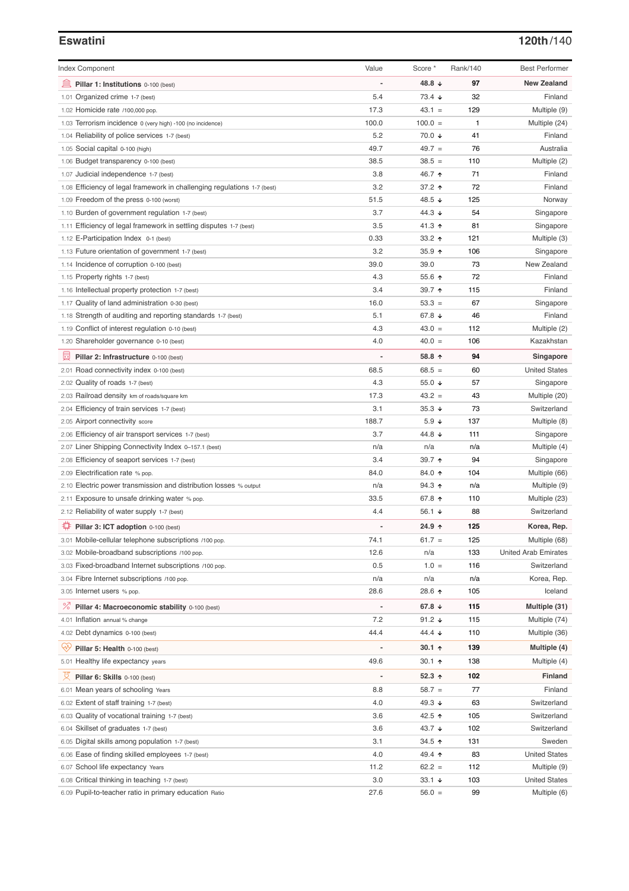## Eswatini

**120th/140**

| Index Component | Value | Score * | Rank/140 | Best Performer |
|---|---|---|---|---|
| **Pillar 1: Institutions** 0-100 (best) | - | **48.8 ↓** | **97** | **New Zealand** |
| 1.01 Organized crime 1-7 (best) | 5.4 | 73.4 ↓ | 32 | Finland |
| 1.02 Homicide rate /100,000 pop. | 17.3 | 43.1 = | 129 | Multiple (9) |
| 1.03 Terrorism incidence 0 (very high) -100 (no incidence) | 100.0 | 100.0 = | 1 | Multiple (24) |
| 1.04 Reliability of police services 1-7 (best) | 5.2 | 70.0 ↓ | 41 | Finland |
| 1.05 Social capital 0-100 (high) | 49.7 | 49.7 = | 76 | Australia |
| 1.06 Budget transparency 0-100 (best) | 38.5 | 38.5 = | 110 | Multiple (2) |
| 1.07 Judicial independence 1-7 (best) | 3.8 | 46.7 ↑ | 71 | Finland |
| 1.08 Efficiency of legal framework in challenging regulations 1-7 (best) | 3.2 | 37.2 ↑ | 72 | Finland |
| 1.09 Freedom of the press 0-100 (worst) | 51.5 | 48.5 ↓ | 125 | Norway |
| 1.10 Burden of government regulation 1-7 (best) | 3.7 | 44.3 ↓ | 54 | Singapore |
| 1.11 Efficiency of legal framework in settling disputes 1-7 (best) | 3.5 | 41.3 ↑ | 81 | Singapore |
| 1.12 E-Participation Index 0-1 (best) | 0.33 | 33.2 ↑ | 121 | Multiple (3) |
| 1.13 Future orientation of government 1-7 (best) | 3.2 | 35.9 ↑ | 106 | Singapore |
| 1.14 Incidence of corruption 0-100 (best) | 39.0 | 39.0 | 73 | New Zealand |
| 1.15 Property rights 1-7 (best) | 4.3 | 55.6 ↑ | 72 | Finland |
| 1.16 Intellectual property protection 1-7 (best) | 3.4 | 39.7 ↑ | 115 | Finland |
| 1.17 Quality of land administration 0-30 (best) | 16.0 | 53.3 = | 67 | Singapore |
| 1.18 Strength of auditing and reporting standards 1-7 (best) | 5.1 | 67.8 ↓ | 46 | Finland |
| 1.19 Conflict of interest regulation 0-10 (best) | 4.3 | 43.0 = | 112 | Multiple (2) |
| 1.20 Shareholder governance 0-10 (best) | 4.0 | 40.0 = | 106 | Kazakhstan |
| **Pillar 2: Infrastructure** 0-100 (best) | - | **58.8 ↑** | **94** | **Singapore** |
| 2.01 Road connectivity index 0-100 (best) | 68.5 | 68.5 = | 60 | United States |
| 2.02 Quality of roads 1-7 (best) | 4.3 | 55.0 ↓ | 57 | Singapore |
| 2.03 Railroad density km of roads/square km | 17.3 | 43.2 = | 43 | Multiple (20) |
| 2.04 Efficiency of train services 1-7 (best) | 3.1 | 35.3 ↓ | 73 | Switzerland |
| 2.05 Airport connectivity score | 188.7 | 5.9 ↓ | 137 | Multiple (8) |
| 2.06 Efficiency of air transport services 1-7 (best) | 3.7 | 44.8 ↓ | 111 | Singapore |
| 2.07 Liner Shipping Connectivity Index 0–157.1 (best) | n/a | n/a | n/a | Multiple (4) |
| 2.08 Efficiency of seaport services 1-7 (best) | 3.4 | 39.7 ↑ | 94 | Singapore |
| 2.09 Electrification rate % pop. | 84.0 | 84.0 ↑ | 104 | Multiple (66) |
| 2.10 Electric power transmission and distribution losses % output | n/a | 94.3 ↑ | n/a | Multiple (9) |
| 2.11 Exposure to unsafe drinking water % pop. | 33.5 | 67.8 ↑ | 110 | Multiple (23) |
| 2.12 Reliability of water supply 1-7 (best) | 4.4 | 56.1 ↓ | 88 | Switzerland |
| **Pillar 3: ICT adoption** 0-100 (best) | - | **24.9 ↑** | **125** | **Korea, Rep.** |
| 3.01 Mobile-cellular telephone subscriptions /100 pop. | 74.1 | 61.7 = | 125 | Multiple (68) |
| 3.02 Mobile-broadband subscriptions /100 pop. | 12.6 | n/a | 133 | United Arab Emirates |
| 3.03 Fixed-broadband Internet subscriptions /100 pop. | 0.5 | 1.0 = | 116 | Switzerland |
| 3.04 Fibre Internet subscriptions /100 pop. | n/a | n/a | n/a | Korea, Rep. |
| 3.05 Internet users % pop. | 28.6 | 28.6 ↑ | 105 | Iceland |
| **Pillar 4: Macroeconomic stability** 0-100 (best) | - | **67.8 ↓** | **115** | **Multiple (31)** |
| 4.01 Inflation annual % change | 7.2 | 91.2 ↓ | 115 | Multiple (74) |
| 4.02 Debt dynamics 0-100 (best) | 44.4 | 44.4 ↓ | 110 | Multiple (36) |
| **Pillar 5: Health** 0-100 (best) | - | **30.1 ↑** | **139** | **Multiple (4)** |
| 5.01 Healthy life expectancy years | 49.6 | 30.1 ↑ | 138 | Multiple (4) |
| **Pillar 6: Skills** 0-100 (best) | - | **52.3 ↑** | **102** | **Finland** |
| 6.01 Mean years of schooling Years | 8.8 | 58.7 = | 77 | Finland |
| 6.02 Extent of staff training 1-7 (best) | 4.0 | 49.3 ↓ | 63 | Switzerland |
| 6.03 Quality of vocational training 1-7 (best) | 3.6 | 42.5 ↑ | 105 | Switzerland |
| 6.04 Skillset of graduates 1-7 (best) | 3.6 | 43.7 ↓ | 102 | Switzerland |
| 6.05 Digital skills among population 1-7 (best) | 3.1 | 34.5 ↑ | 131 | Sweden |
| 6.06 Ease of finding skilled employees 1-7 (best) | 4.0 | 49.4 ↑ | 83 | United States |
| 6.07 School life expectancy Years | 11.2 | 62.2 = | 112 | Multiple (9) |
| 6.08 Critical thinking in teaching 1-7 (best) | 3.0 | 33.1 ↓ | 103 | United States |
| 6.09 Pupil-to-teacher ratio in primary education Ratio | 27.6 | 56.0 = | 99 | Multiple (6) |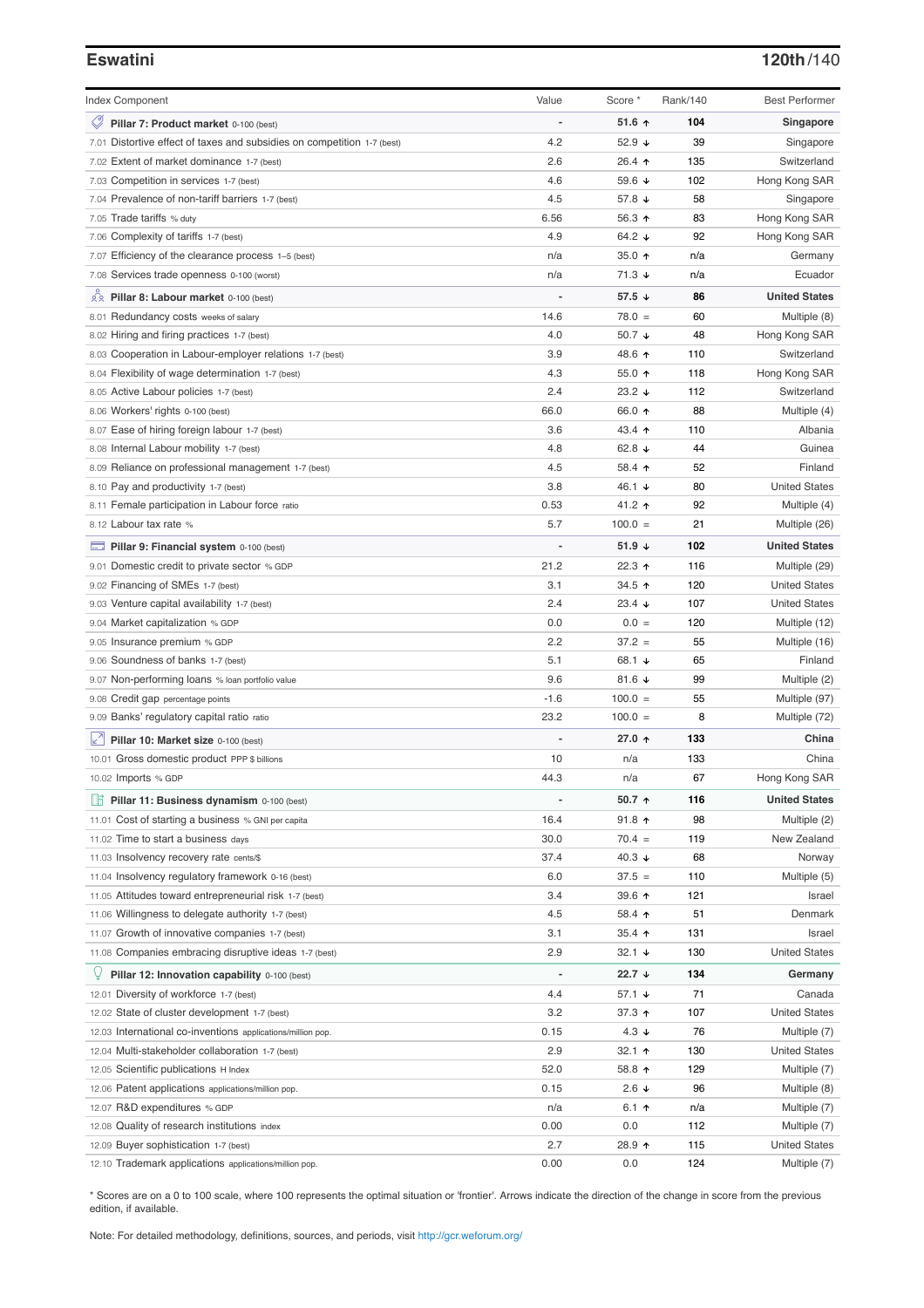## Eswatini

**120th**/140

| Index Component | Value | Score * | Rank/140 | Best Performer |
|---|---|---|---|---|
| **Pillar 7: Product market** 0-100 (best) | - | **51.6 ↑** | **104** | **Singapore** |
| 7.01 Distortive effect of taxes and subsidies on competition 1-7 (best) | 4.2 | 52.9 ↓ | 39 | Singapore |
| 7.02 Extent of market dominance 1-7 (best) | 2.6 | 26.4 ↑ | 135 | Switzerland |
| 7.03 Competition in services 1-7 (best) | 4.6 | 59.6 ↓ | 102 | Hong Kong SAR |
| 7.04 Prevalence of non-tariff barriers 1-7 (best) | 4.5 | 57.8 ↓ | 58 | Singapore |
| 7.05 Trade tariffs % duty | 6.56 | 56.3 ↑ | 83 | Hong Kong SAR |
| 7.06 Complexity of tariffs 1-7 (best) | 4.9 | 64.2 ↓ | 92 | Hong Kong SAR |
| 7.07 Efficiency of the clearance process 1–5 (best) | n/a | 35.0 ↑ | n/a | Germany |
| 7.08 Services trade openness 0-100 (worst) | n/a | 71.3 ↓ | n/a | Ecuador |
| **Pillar 8: Labour market** 0-100 (best) | - | **57.5 ↓** | **86** | **United States** |
| 8.01 Redundancy costs weeks of salary | 14.6 | 78.0 = | 60 | Multiple (8) |
| 8.02 Hiring and firing practices 1-7 (best) | 4.0 | 50.7 ↓ | 48 | Hong Kong SAR |
| 8.03 Cooperation in Labour-employer relations 1-7 (best) | 3.9 | 48.6 ↑ | 110 | Switzerland |
| 8.04 Flexibility of wage determination 1-7 (best) | 4.3 | 55.0 ↑ | 118 | Hong Kong SAR |
| 8.05 Active Labour policies 1-7 (best) | 2.4 | 23.2 ↓ | 112 | Switzerland |
| 8.06 Workers' rights 0-100 (best) | 66.0 | 66.0 ↑ | 88 | Multiple (4) |
| 8.07 Ease of hiring foreign labour 1-7 (best) | 3.6 | 43.4 ↑ | 110 | Albania |
| 8.08 Internal Labour mobility 1-7 (best) | 4.8 | 62.8 ↓ | 44 | Guinea |
| 8.09 Reliance on professional management 1-7 (best) | 4.5 | 58.4 ↑ | 52 | Finland |
| 8.10 Pay and productivity 1-7 (best) | 3.8 | 46.1 ↓ | 80 | United States |
| 8.11 Female participation in Labour force ratio | 0.53 | 41.2 ↑ | 92 | Multiple (4) |
| 8.12 Labour tax rate % | 5.7 | 100.0 = | 21 | Multiple (26) |
| **Pillar 9: Financial system** 0-100 (best) | - | **51.9 ↓** | **102** | **United States** |
| 9.01 Domestic credit to private sector % GDP | 21.2 | 22.3 ↑ | 116 | Multiple (29) |
| 9.02 Financing of SMEs 1-7 (best) | 3.1 | 34.5 ↑ | 120 | United States |
| 9.03 Venture capital availability 1-7 (best) | 2.4 | 23.4 ↓ | 107 | United States |
| 9.04 Market capitalization % GDP | 0.0 | 0.0 = | 120 | Multiple (12) |
| 9.05 Insurance premium % GDP | 2.2 | 37.2 = | 55 | Multiple (16) |
| 9.06 Soundness of banks 1-7 (best) | 5.1 | 68.1 ↓ | 65 | Finland |
| 9.07 Non-performing loans % loan portfolio value | 9.6 | 81.6 ↓ | 99 | Multiple (2) |
| 9.08 Credit gap percentage points | -1.6 | 100.0 = | 55 | Multiple (97) |
| 9.09 Banks' regulatory capital ratio ratio | 23.2 | 100.0 = | 8 | Multiple (72) |
| **Pillar 10: Market size** 0-100 (best) | - | **27.0 ↑** | **133** | **China** |
| 10.01 Gross domestic product PPP $ billions | 10 | n/a | 133 | China |
| 10.02 Imports % GDP | 44.3 | n/a | 67 | Hong Kong SAR |
| **Pillar 11: Business dynamism** 0-100 (best) | - | **50.7 ↑** | **116** | **United States** |
| 11.01 Cost of starting a business % GNI per capita | 16.4 | 91.8 ↑ | 98 | Multiple (2) |
| 11.02 Time to start a business days | 30.0 | 70.4 = | 119 | New Zealand |
| 11.03 Insolvency recovery rate cents/$ | 37.4 | 40.3 ↓ | 68 | Norway |
| 11.04 Insolvency regulatory framework 0-16 (best) | 6.0 | 37.5 = | 110 | Multiple (5) |
| 11.05 Attitudes toward entrepreneurial risk 1-7 (best) | 3.4 | 39.6 ↑ | 121 | Israel |
| 11.06 Willingness to delegate authority 1-7 (best) | 4.5 | 58.4 ↑ | 51 | Denmark |
| 11.07 Growth of innovative companies 1-7 (best) | 3.1 | 35.4 ↑ | 131 | Israel |
| 11.08 Companies embracing disruptive ideas 1-7 (best) | 2.9 | 32.1 ↓ | 130 | United States |
| **Pillar 12: Innovation capability** 0-100 (best) | - | **22.7 ↓** | **134** | **Germany** |
| 12.01 Diversity of workforce 1-7 (best) | 4.4 | 57.1 ↓ | 71 | Canada |
| 12.02 State of cluster development 1-7 (best) | 3.2 | 37.3 ↑ | 107 | United States |
| 12.03 International co-inventions applications/million pop. | 0.15 | 4.3 ↓ | 76 | Multiple (7) |
| 12.04 Multi-stakeholder collaboration 1-7 (best) | 2.9 | 32.1 ↑ | 130 | United States |
| 12.05 Scientific publications H Index | 52.0 | 58.8 ↑ | 129 | Multiple (7) |
| 12.06 Patent applications applications/million pop. | 0.15 | 2.6 ↓ | 96 | Multiple (8) |
| 12.07 R&D expenditures % GDP | n/a | 6.1 ↑ | n/a | Multiple (7) |
| 12.08 Quality of research institutions index | 0.00 | 0.0 | 112 | Multiple (7) |
| 12.09 Buyer sophistication 1-7 (best) | 2.7 | 28.9 ↑ | 115 | United States |
| 12.10 Trademark applications applications/million pop. | 0.00 | 0.0 | 124 | Multiple (7) |

* Scores are on a 0 to 100 scale, where 100 represents the optimal situation or 'frontier'. Arrows indicate the direction of the change in score from the previous edition, if available.

Note: For detailed methodology, definitions, sources, and periods, visit http://gcr.weforum.org/